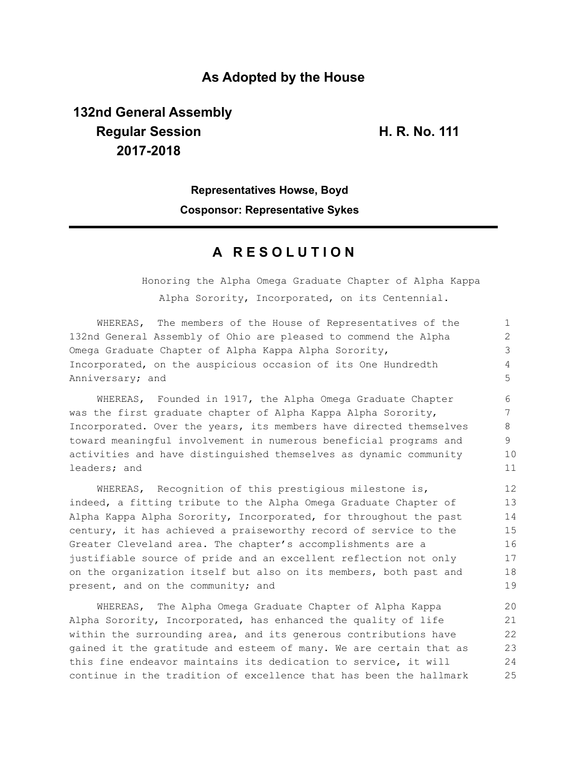**As Adopted by the House**

**132nd General Assembly**
**Regular Session**
**2017-2018**

**H. R. No. 111**

**Representatives Howse, Boyd**

**Cosponsor: Representative Sykes**

# A RESOLUTION

Honoring the Alpha Omega Graduate Chapter of Alpha Kappa Alpha Sorority, Incorporated, on its Centennial.

WHEREAS, The members of the House of Representatives of the 132nd General Assembly of Ohio are pleased to commend the Alpha Omega Graduate Chapter of Alpha Kappa Alpha Sorority, Incorporated, on the auspicious occasion of its One Hundredth Anniversary; and

WHEREAS, Founded in 1917, the Alpha Omega Graduate Chapter was the first graduate chapter of Alpha Kappa Alpha Sorority, Incorporated. Over the years, its members have directed themselves toward meaningful involvement in numerous beneficial programs and activities and have distinguished themselves as dynamic community leaders; and

WHEREAS, Recognition of this prestigious milestone is, indeed, a fitting tribute to the Alpha Omega Graduate Chapter of Alpha Kappa Alpha Sorority, Incorporated, for throughout the past century, it has achieved a praiseworthy record of service to the Greater Cleveland area. The chapter's accomplishments are a justifiable source of pride and an excellent reflection not only on the organization itself but also on its members, both past and present, and on the community; and

WHEREAS, The Alpha Omega Graduate Chapter of Alpha Kappa Alpha Sorority, Incorporated, has enhanced the quality of life within the surrounding area, and its generous contributions have gained it the gratitude and esteem of many. We are certain that as this fine endeavor maintains its dedication to service, it will continue in the tradition of excellence that has been the hallmark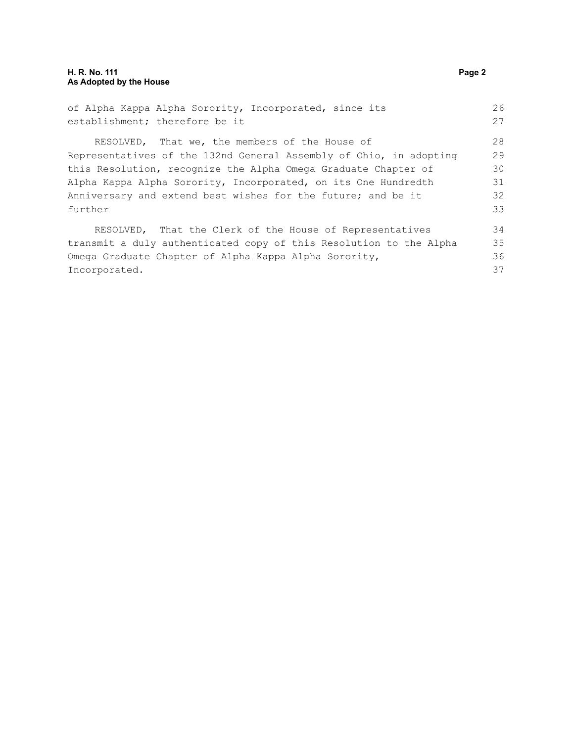of Alpha Kappa Alpha Sorority, Incorporated, since its establishment; therefore be it

RESOLVED, That we, the members of the House of Representatives of the 132nd General Assembly of Ohio, in adopting this Resolution, recognize the Alpha Omega Graduate Chapter of Alpha Kappa Alpha Sorority, Incorporated, on its One Hundredth Anniversary and extend best wishes for the future; and be it further

RESOLVED, That the Clerk of the House of Representatives transmit a duly authenticated copy of this Resolution to the Alpha Omega Graduate Chapter of Alpha Kappa Alpha Sorority, Incorporated.